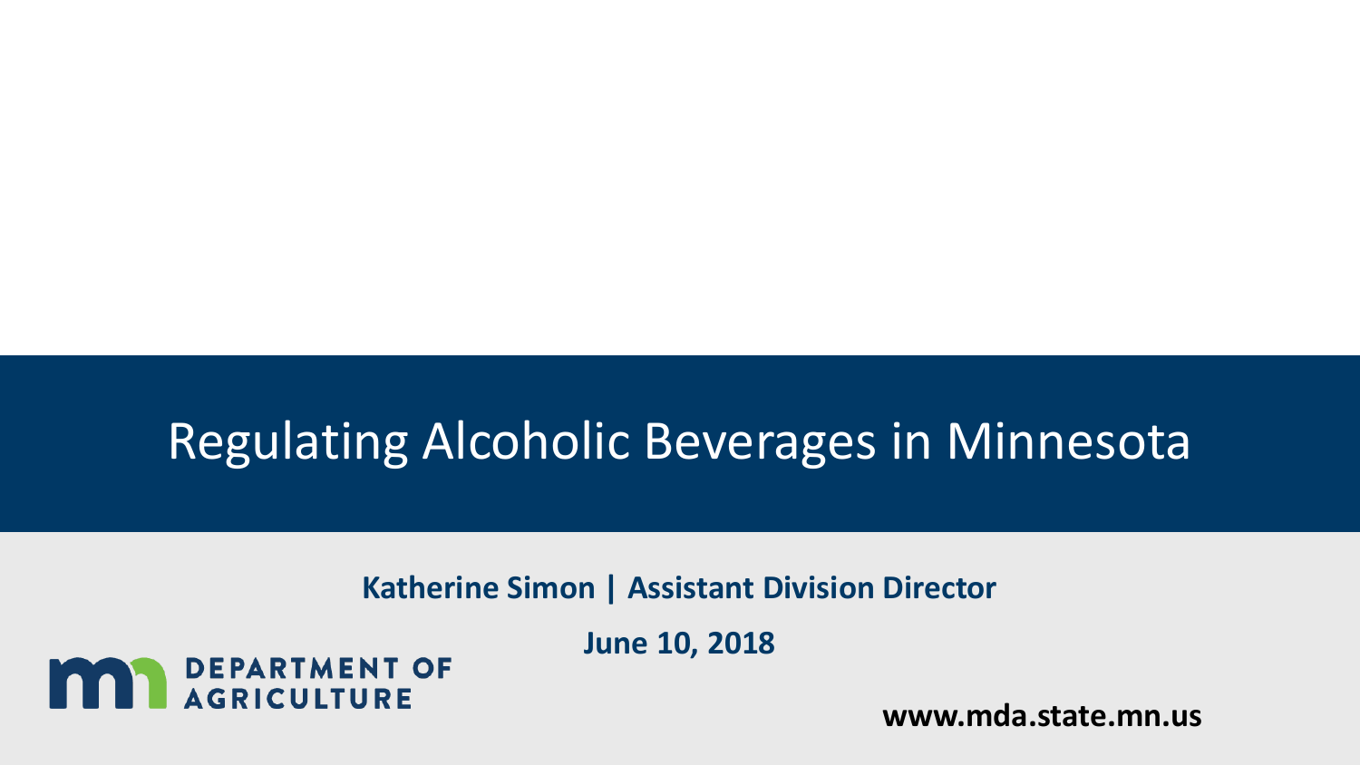# Regulating Alcoholic Beverages in Minnesota

**Katherine Simon | Assistant Division Director**

**June 10, 2018**

DEPARTMENT OF AGRICULTURE

**www.mda.state.mn.us**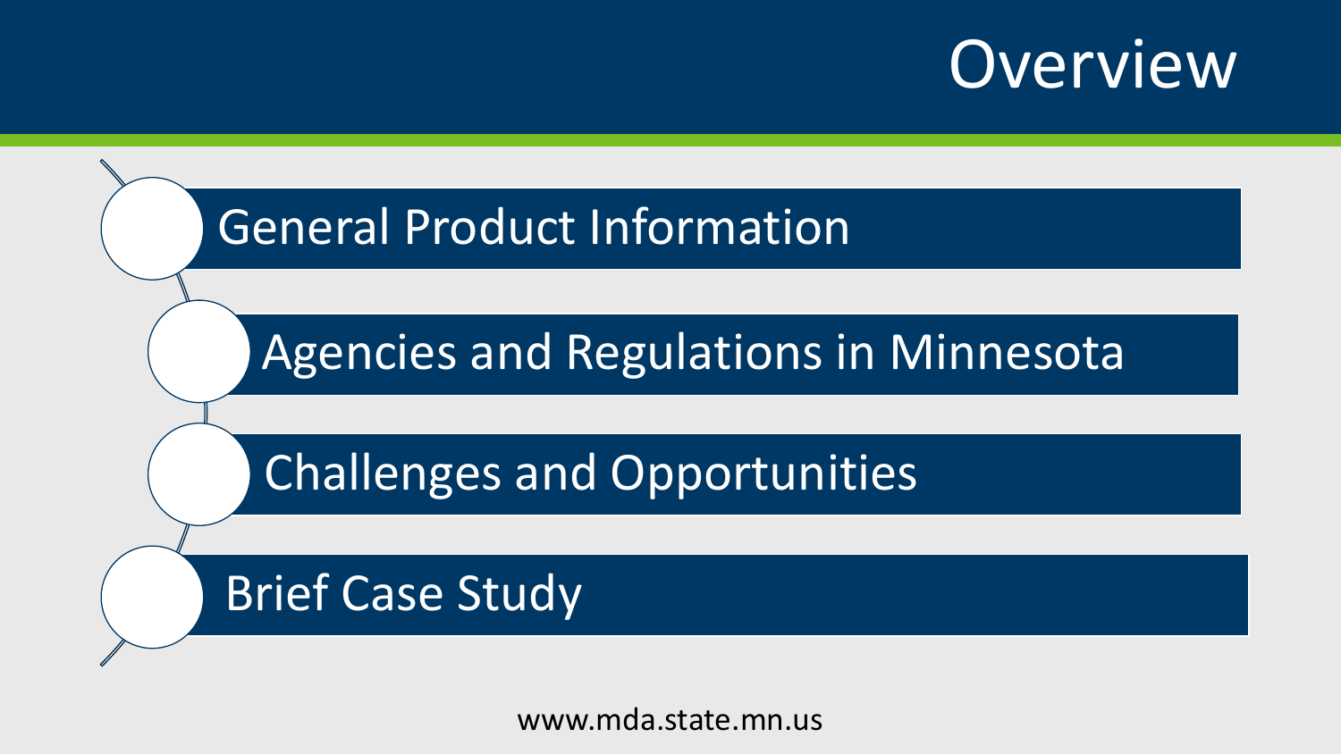# Overview

- General Product Information
- Agencies and Regulations in Minnesota
- Challenges and Opportunities
- Brief Case Study

www.mda.state.mn.us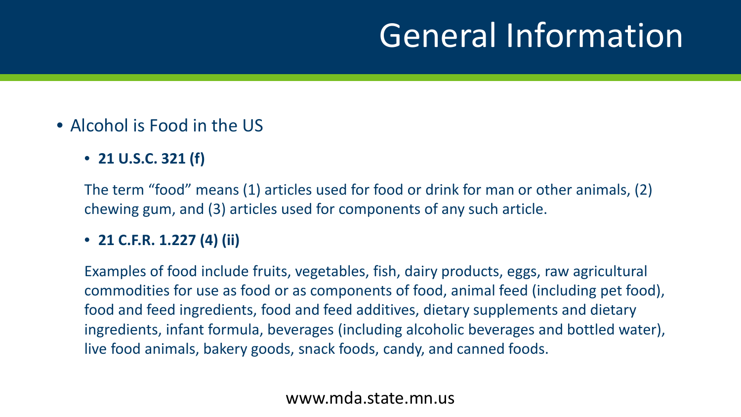# General Information

- Alcohol is Food in the US
  - **21 U.S.C. 321 (f)**

    The term "food" means (1) articles used for food or drink for man or other animals, (2) chewing gum, and (3) articles used for components of any such article.

  - **21 C.F.R. 1.227 (4) (ii)**

    Examples of food include fruits, vegetables, fish, dairy products, eggs, raw agricultural commodities for use as food or as components of food, animal feed (including pet food), food and feed ingredients, food and feed additives, dietary supplements and dietary ingredients, infant formula, beverages (including alcoholic beverages and bottled water), live food animals, bakery goods, snack foods, candy, and canned foods.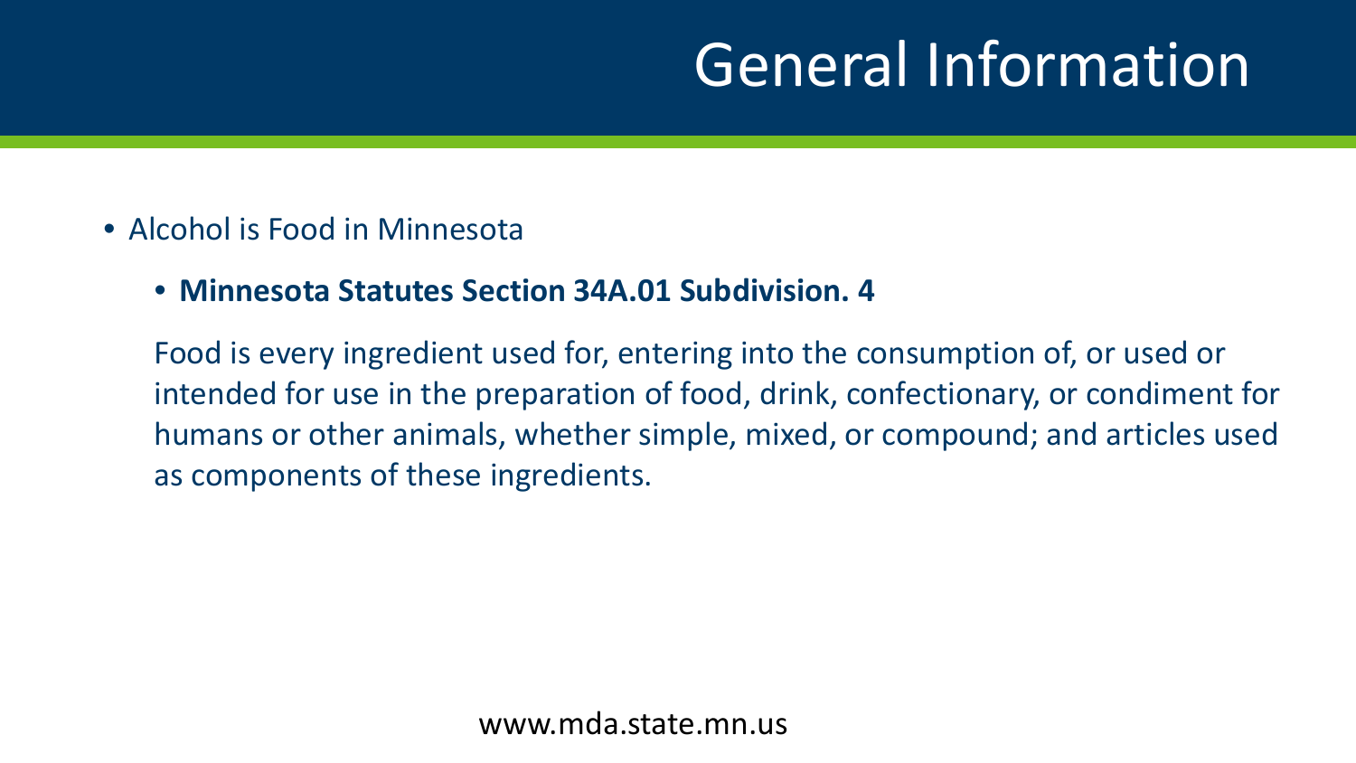# General Information

- Alcohol is Food in Minnesota
  - **Minnesota Statutes Section 34A.01 Subdivision. 4**

  Food is every ingredient used for, entering into the consumption of, or used or intended for use in the preparation of food, drink, confectionary, or condiment for humans or other animals, whether simple, mixed, or compound; and articles used as components of these ingredients.

www.mda.state.mn.us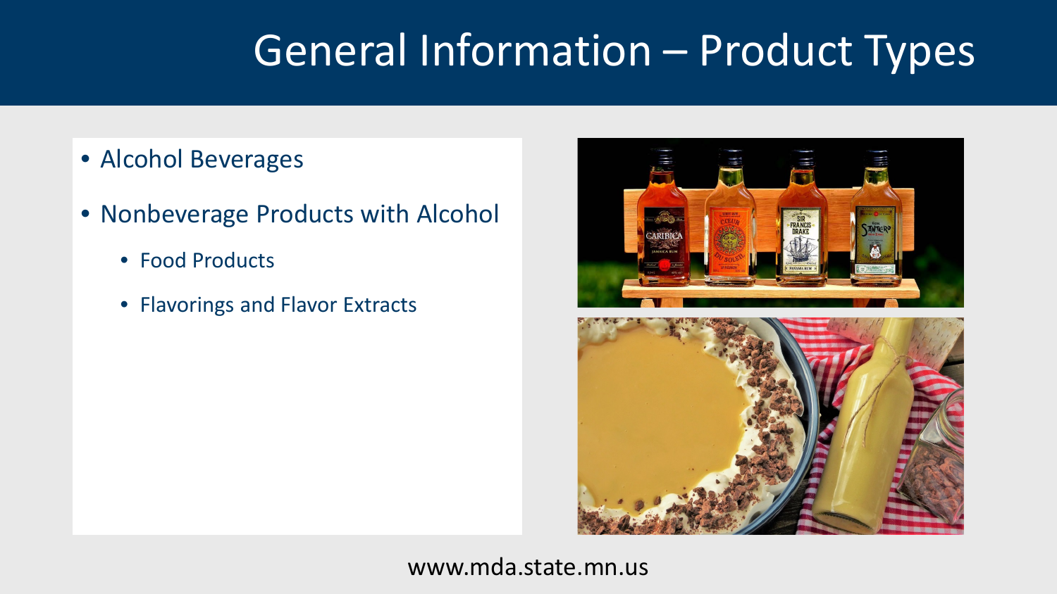# General Information – Product Types

- Alcohol Beverages
- Nonbeverage Products with Alcohol
  - Food Products
  - Flavorings and Flavor Extracts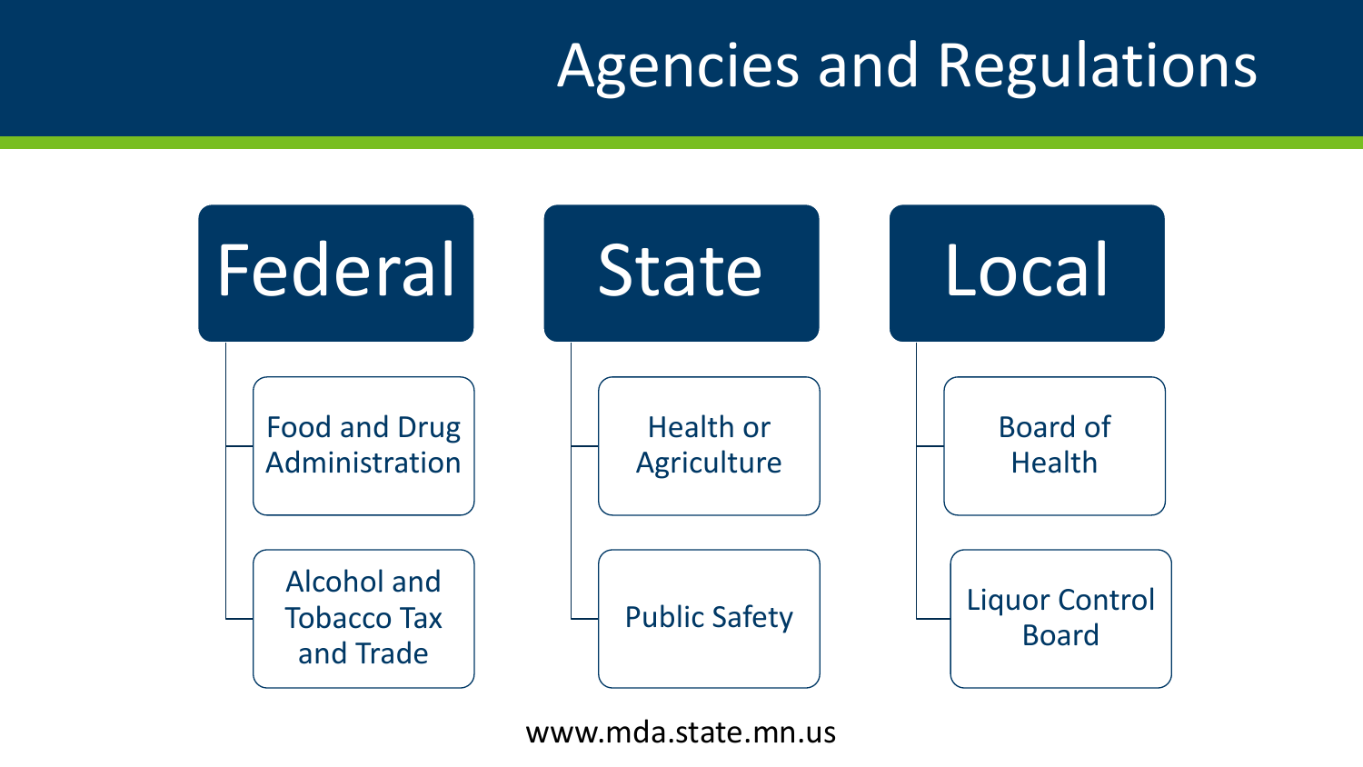# Agencies and Regulations

## Federal

- Food and Drug Administration
- Alcohol and Tobacco Tax and Trade

## State

- Health or Agriculture
- Public Safety

## Local

- Board of Health
- Liquor Control Board

www.mda.state.mn.us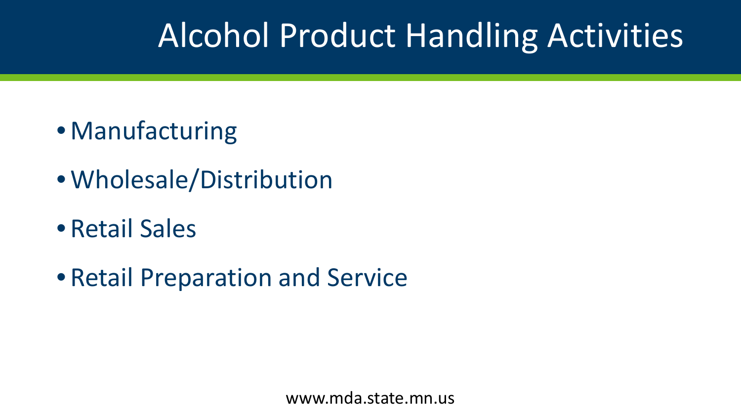# Alcohol Product Handling Activities

- Manufacturing
- Wholesale/Distribution
- Retail Sales
- Retail Preparation and Service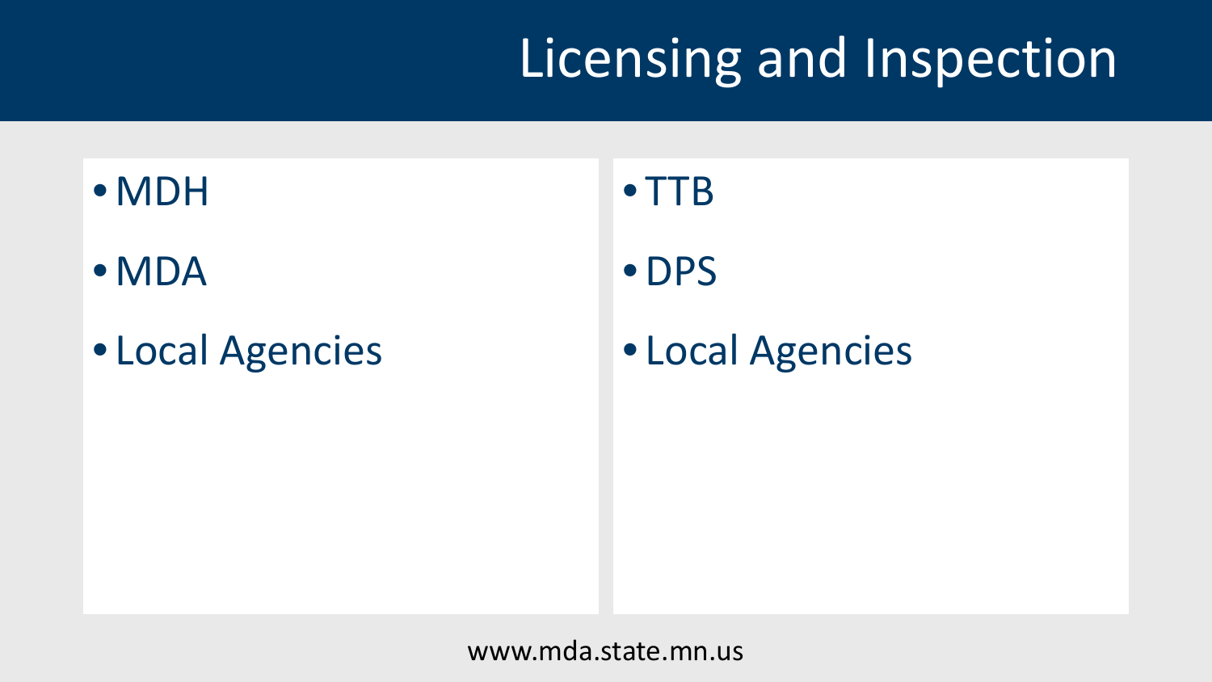# Licensing and Inspection

- MDH
- MDA
- Local Agencies

- TTB
- DPS
- Local Agencies

www.mda.state.mn.us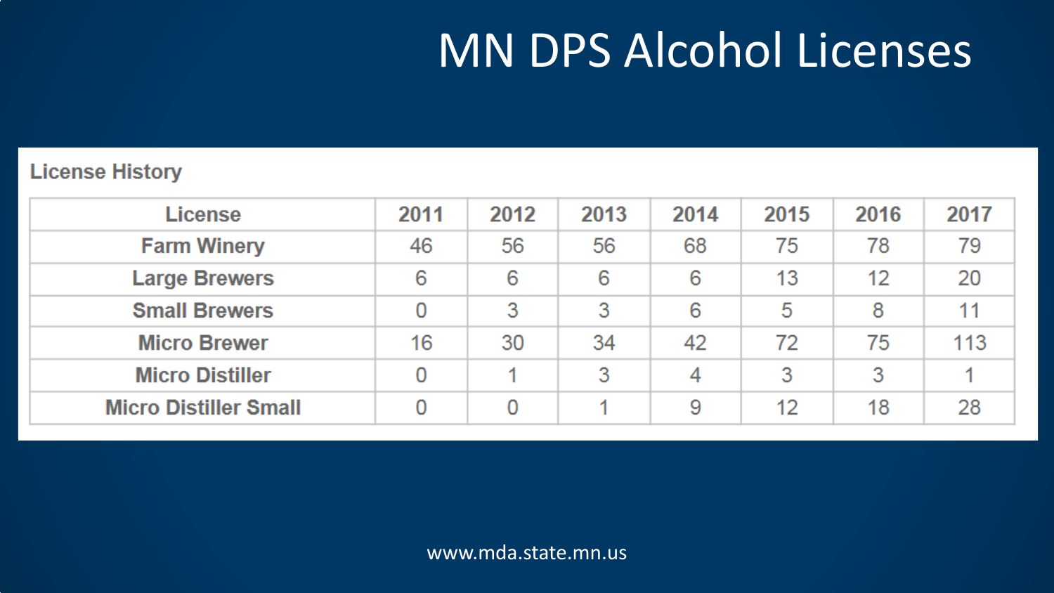# MN DPS Alcohol Licenses

**License History**

| License | 2011 | 2012 | 2013 | 2014 | 2015 | 2016 | 2017 |
|---|---|---|---|---|---|---|---|
| Farm Winery | 46 | 56 | 56 | 68 | 75 | 78 | 79 |
| Large Brewers | 6 | 6 | 6 | 6 | 13 | 12 | 20 |
| Small Brewers | 0 | 3 | 3 | 6 | 5 | 8 | 11 |
| Micro Brewer | 16 | 30 | 34 | 42 | 72 | 75 | 113 |
| Micro Distiller | 0 | 1 | 3 | 4 | 3 | 3 | 1 |
| Micro Distiller Small | 0 | 0 | 1 | 9 | 12 | 18 | 28 |

www.mda.state.mn.us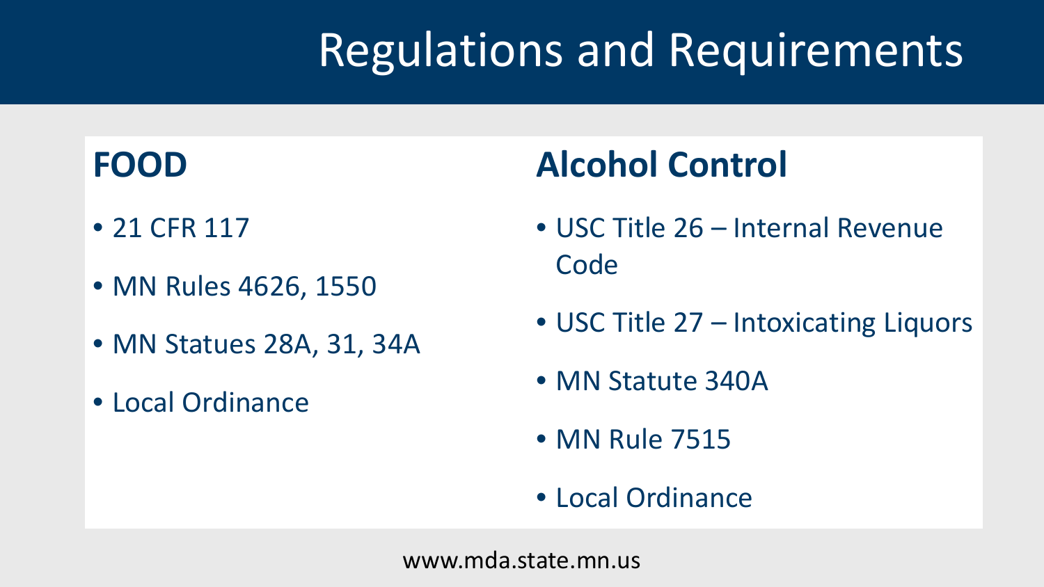# Regulations and Requirements

## FOOD

- 21 CFR 117
- MN Rules 4626, 1550
- MN Statues 28A, 31, 34A
- Local Ordinance

## Alcohol Control

- USC Title 26 – Internal Revenue Code
- USC Title 27 – Intoxicating Liquors
- MN Statute 340A
- MN Rule 7515
- Local Ordinance

www.mda.state.mn.us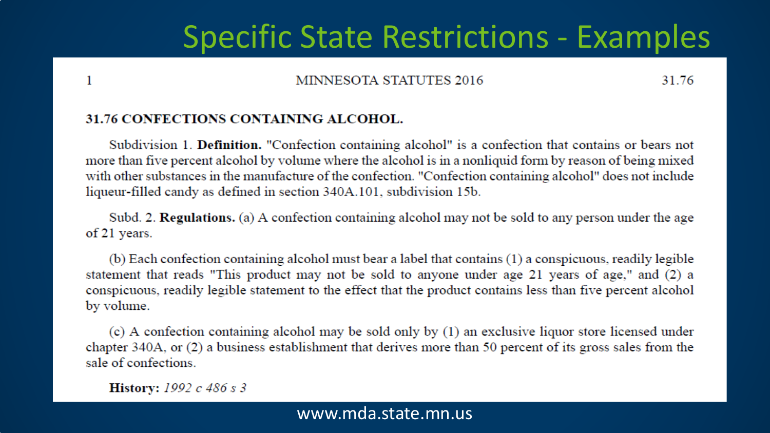# Specific State Restrictions - Examples

MINNESOTA STATUTES 2016 — 31.76

## 31.76 CONFECTIONS CONTAINING ALCOHOL.

Subdivision 1. **Definition.** "Confection containing alcohol" is a confection that contains or bears not more than five percent alcohol by volume where the alcohol is in a nonliquid form by reason of being mixed with other substances in the manufacture of the confection. "Confection containing alcohol" does not include liqueur-filled candy as defined in section 340A.101, subdivision 15b.

Subd. 2. **Regulations.** (a) A confection containing alcohol may not be sold to any person under the age of 21 years.

(b) Each confection containing alcohol must bear a label that contains (1) a conspicuous, readily legible statement that reads "This product may not be sold to anyone under age 21 years of age," and (2) a conspicuous, readily legible statement to the effect that the product contains less than five percent alcohol by volume.

(c) A confection containing alcohol may be sold only by (1) an exclusive liquor store licensed under chapter 340A, or (2) a business establishment that derives more than 50 percent of its gross sales from the sale of confections.

**History:** *1992 c 486 s 3*

www.mda.state.mn.us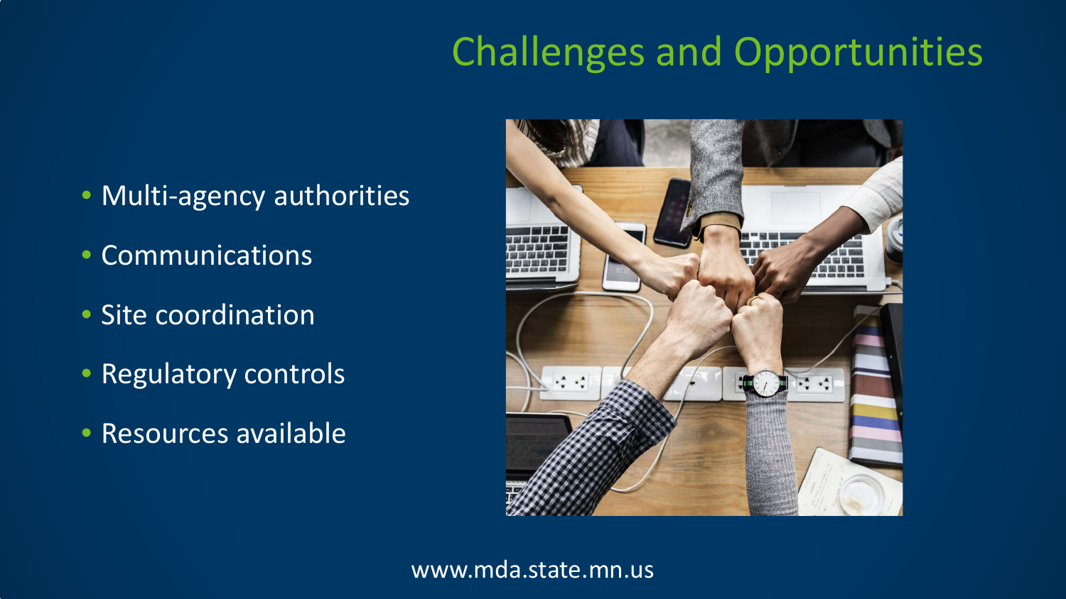# Challenges and Opportunities

- Multi-agency authorities
- Communications
- Site coordination
- Regulatory controls
- Resources available

www.mda.state.mn.us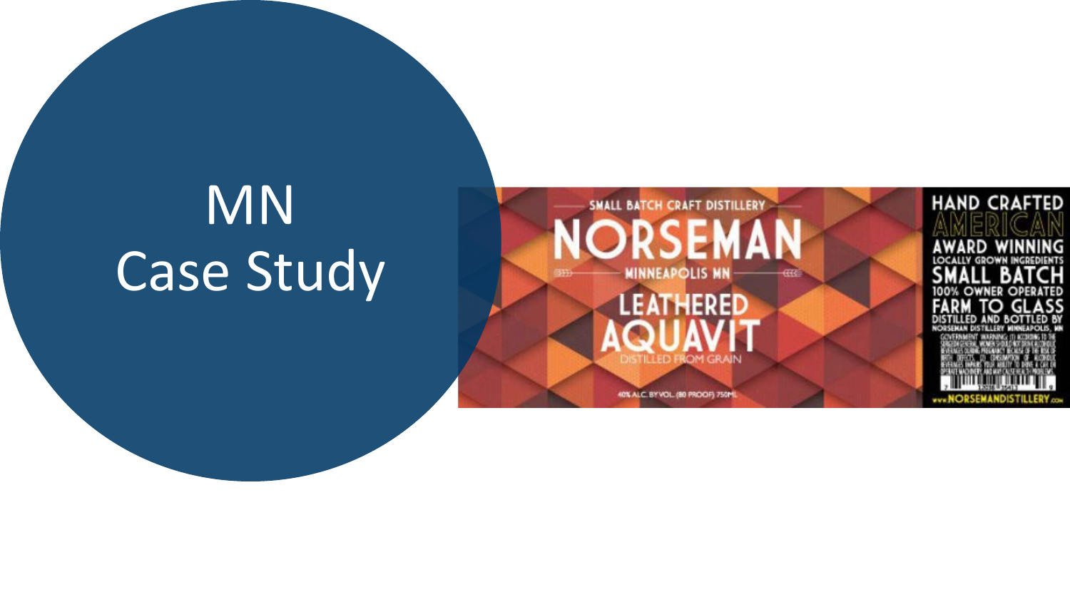# MN
# Case Study

SMALL BATCH CRAFT DISTILLERY

NORSEMAN

MINNEAPOLIS MN

LEATHERED AQUAVIT

DISTILLED FROM GRAIN

40% ALC. BY VOL. (80 PROOF) 750ML

HAND CRAFTED

AMERICAN

AWARD WINNING

LOCALLY GROWN INGREDIENTS

SMALL BATCH

100% OWNER OPERATED

FARM TO GLASS

DISTILLED AND BOTTLED BY NORSEMAN DISTILLERY MINNEAPOLIS, MN

GOVERNMENT WARNING: (1) ACCORDING TO THE SURGEON GENERAL, WOMEN SHOULD NOT DRINK ALCOHOLIC BEVERAGES DURING PREGNANCY BECAUSE OF THE RISK OF BIRTH DEFECTS. (2) CONSUMPTION OF ALCOHOLIC BEVERAGES IMPAIRS YOUR ABILITY TO DRIVE A CAR OR OPERATE MACHINERY, AND MAY CAUSE HEALTH PROBLEMS.

WWW.NORSEMANDISTILLERY.COM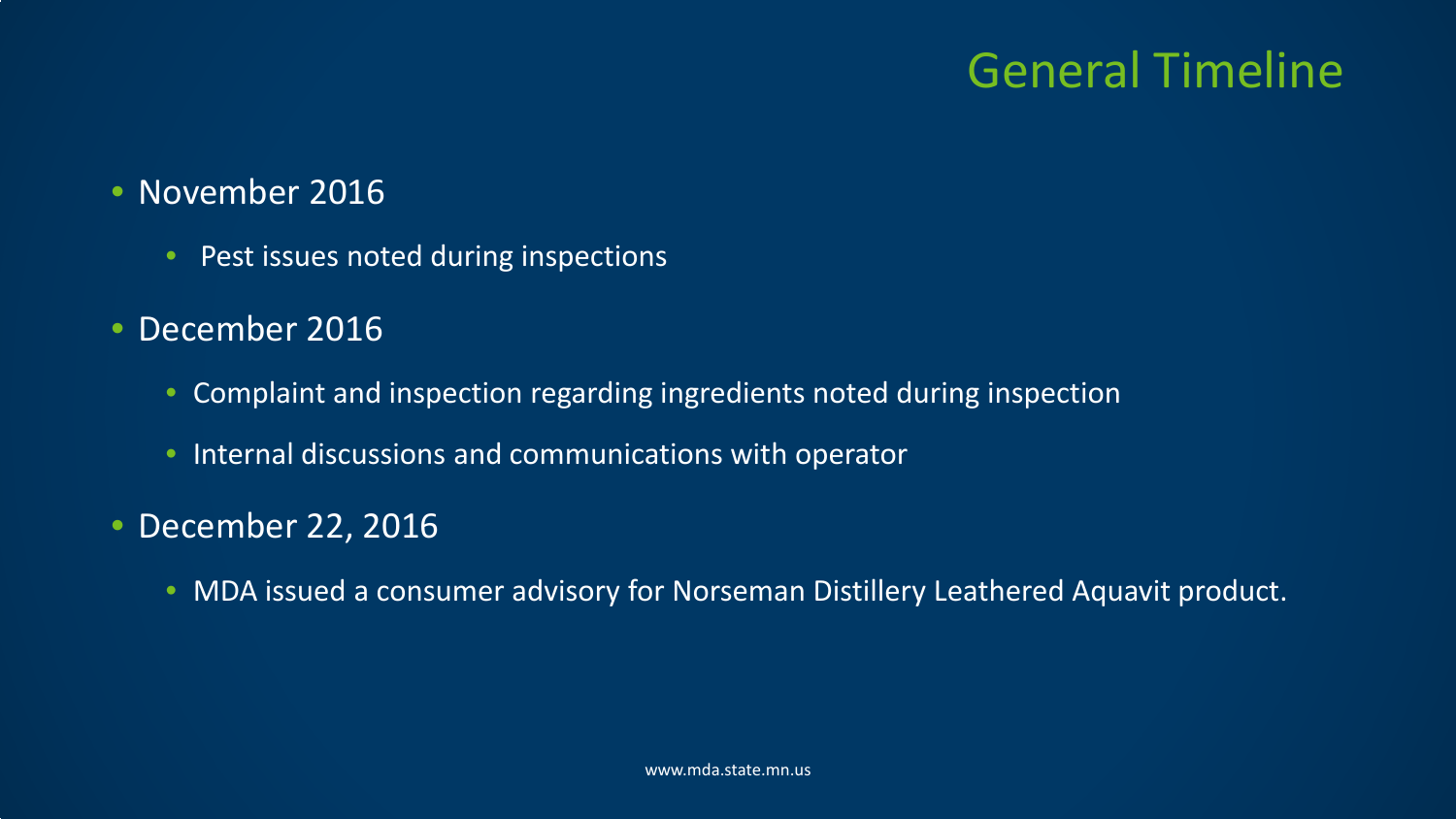# General Timeline

- November 2016
  - Pest issues noted during inspections
- December 2016
  - Complaint and inspection regarding ingredients noted during inspection
  - Internal discussions and communications with operator
- December 22, 2016
  - MDA issued a consumer advisory for Norseman Distillery Leathered Aquavit product.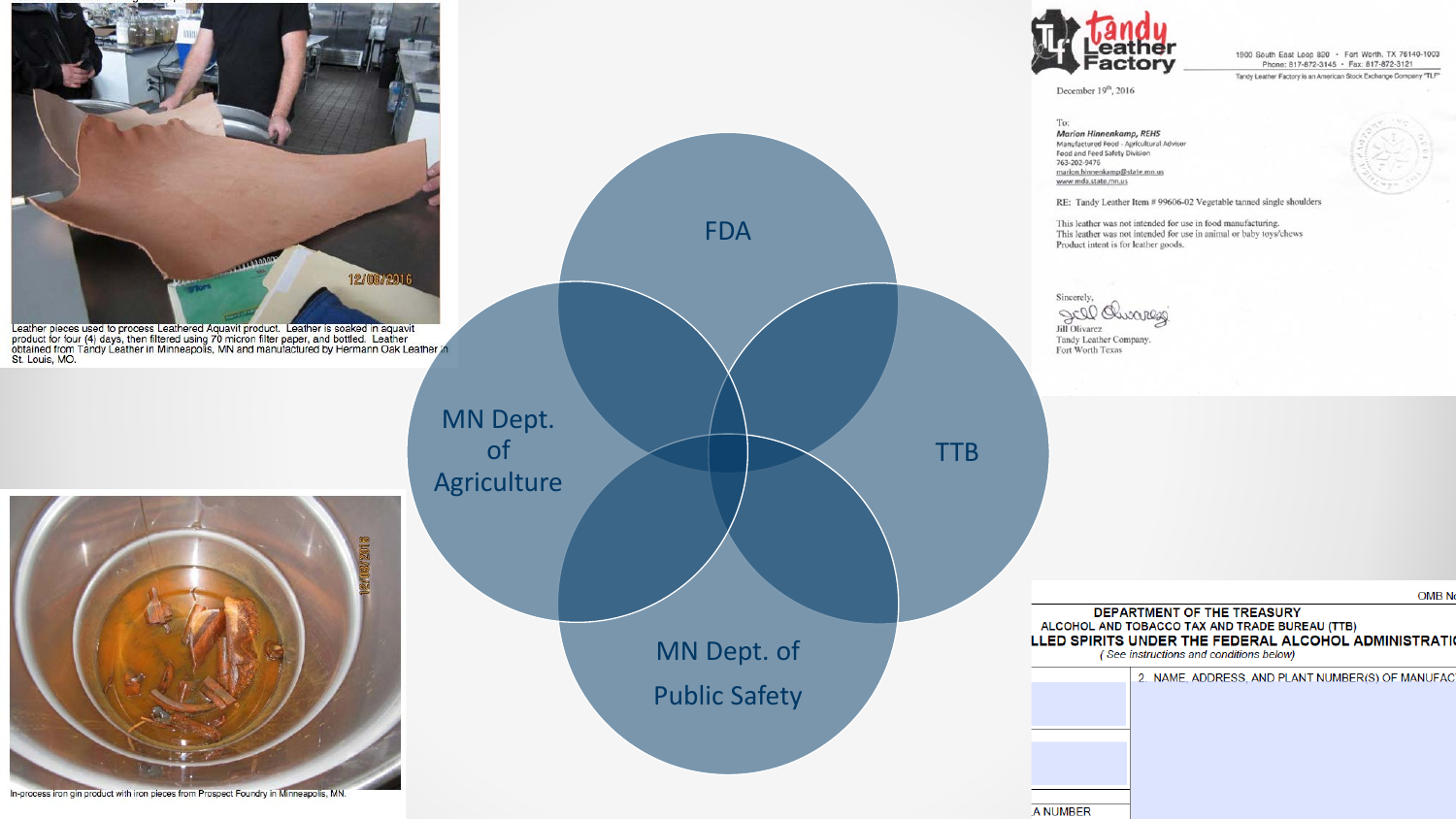Leather pieces used to process Leathered Aquavit product. Leather is soaked in aquavit product for four (4) days, then filtered using 70 micron filter paper, and bottled. Leather obtained from Tandy Leather in Minneapolis, MN and manufactured by Hermann Oak Leather in St. Louis, MO.

In-process iron gin product with iron pieces from Prospect Foundry in Minneapolis, MN.

FDA

MN Dept. of Agriculture

TTB

MN Dept. of Public Safety

Tandy Leather Factory

1900 South East Loop 820 • Fort Worth, TX 76140-1003
Phone: 817-872-3145 • Fax: 817-872-3121
Tandy Leather Factory is an American Stock Exchange Company "TLF"

December 19th, 2016

To:
*Marion Hinnenkamp, REHS*
Manufactured Food - Agricultural Advisor
Food and Feed Safety Division
763-202-9476
marion.hinnenkamp@state.mn.us
www.mda.state.mn.us

RE: Tandy Leather Item # 99606-02 Vegetable tanned single shoulders

This leather was not intended for use in food manufacturing.
This leather was not intended for use in animal or baby toys/chews
Product intent is for leather goods.

Sincerely,

Jill Olivarez
Tandy Leather Company.
Fort Worth Texas

DEPARTMENT OF THE TREASURY
ALCOHOL AND TOBACCO TAX AND TRADE BUREAU (TTB)
LLED SPIRITS UNDER THE FEDERAL ALCOHOL ADMINISTRATI
(See instructions and conditions below)

2. NAME, ADDRESS, AND PLANT NUMBER(S) OF MANUFAC

A NUMBER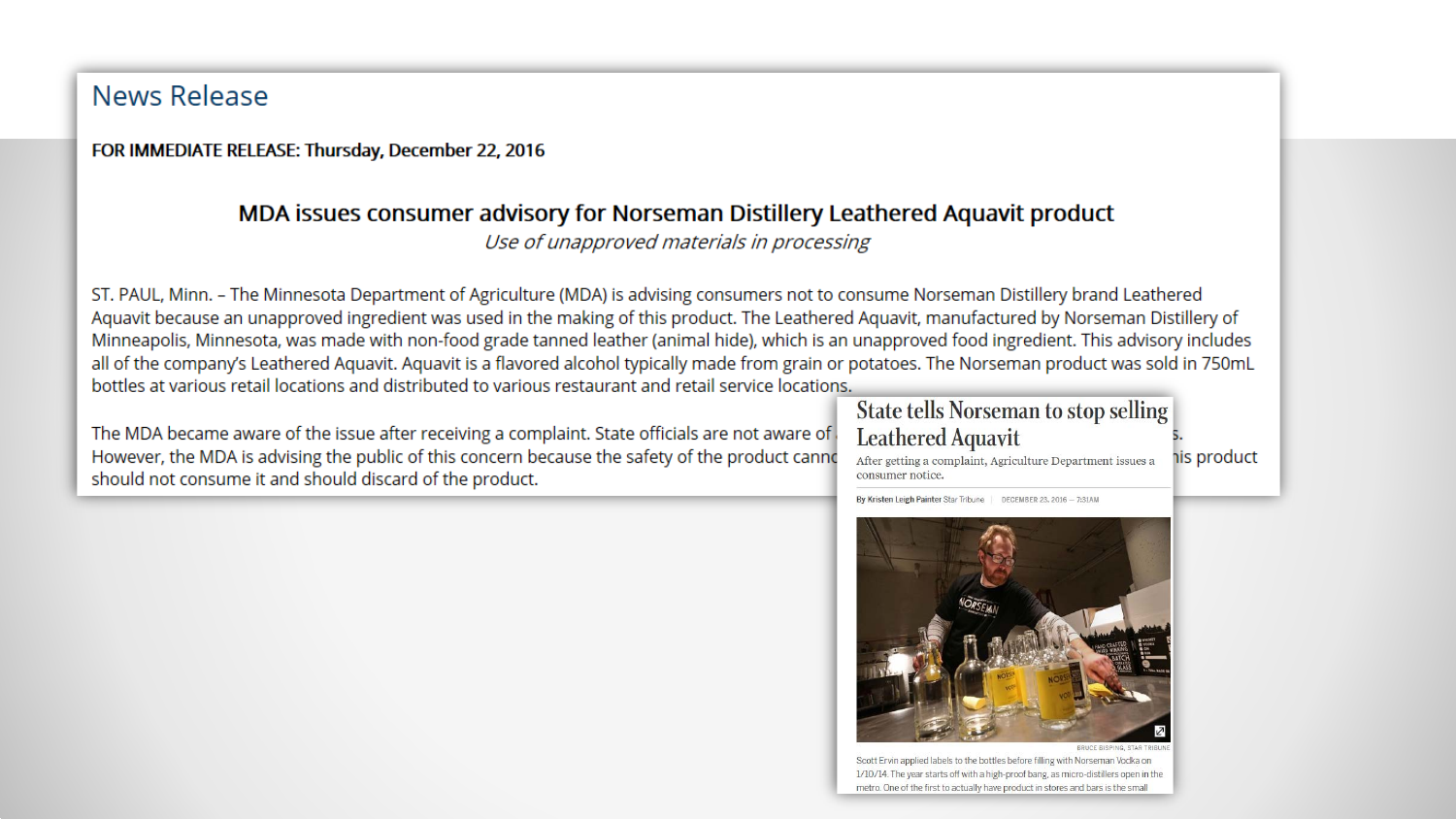## News Release

**FOR IMMEDIATE RELEASE: Thursday, December 22, 2016**

### MDA issues consumer advisory for Norseman Distillery Leathered Aquavit product

*Use of unapproved materials in processing*

ST. PAUL, Minn. – The Minnesota Department of Agriculture (MDA) is advising consumers not to consume Norseman Distillery brand Leathered Aquavit because an unapproved ingredient was used in the making of this product. The Leathered Aquavit, manufactured by Norseman Distillery of Minneapolis, Minnesota, was made with non-food grade tanned leather (animal hide), which is an unapproved food ingredient. This advisory includes all of the company's Leathered Aquavit. Aquavit is a flavored alcohol typically made from grain or potatoes. The Norseman product was sold in 750mL bottles at various retail locations and distributed to various restaurant and retail service locations.

The MDA became aware of the issue after receiving a complaint. State officials are not aware of ... s. However, the MDA is advising the public of this concern because the safety of the product cann... his product should not consume it and should discard of the product.

## State tells Norseman to stop selling Leathered Aquavit

After getting a complaint, Agriculture Department issues a consumer notice.

By Kristen Leigh Painter Star Tribune | DECEMBER 23, 2016 — 7:31AM

BRUCE BISPING, STAR TRIBUNE

Scott Ervin applied labels to the bottles before filling with Norseman Vodka on 1/10/14. The year starts off with a high-proof bang, as micro-distillers open in the metro. One of the first to actually have product in stores and bars is the small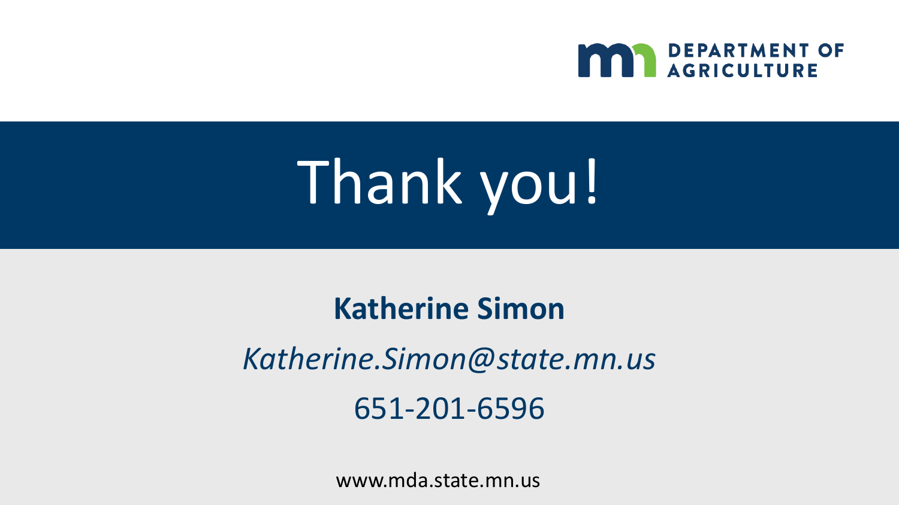DEPARTMENT OF AGRICULTURE

# Thank you!

**Katherine Simon**

*Katherine.Simon@state.mn.us*

651-201-6596

www.mda.state.mn.us